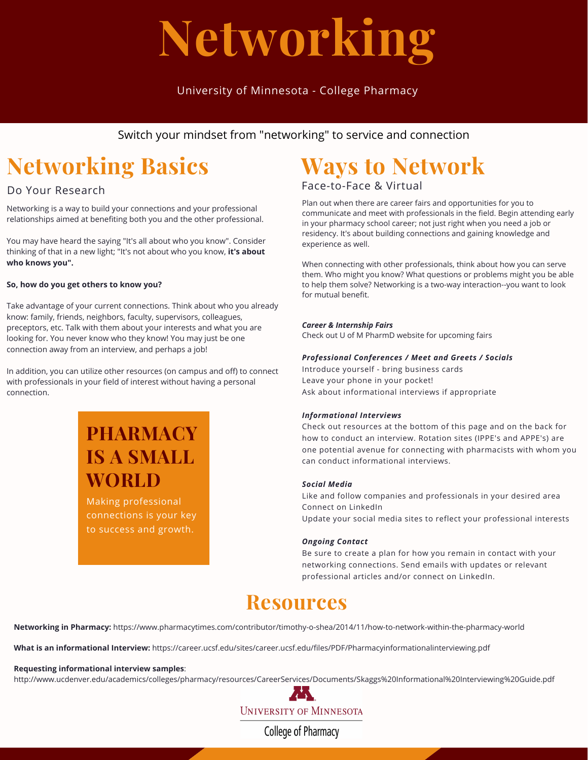# Networking

University of Minnesota - College Pharmacy

Switch your mindset from "networking" to service and connection

## Networking Basics

### Do Your Research

Networking is a way to build your connections and your professional relationships aimed at benefiting both you and the other professional.

You may have heard the saying "It's all about who you know". Consider thinking of that in a new light; "It's not about who you know, **it's about who knows you".**

**So, how do you get others to know you?**

Take advantage of your current connections. Think about who you already know: family, friends, neighbors, faculty, supervisors, colleagues, preceptors, etc. Talk with them about your interests and what you are looking for. You never know who they know! You may just be one connection away from an interview, and perhaps a job!

In addition, you can utilize other resources (on campus and off) to connect with professionals in your field of interest without having a personal connection.

**PHARMACY IS A SMALL WORLD**

Making professional connections is your key to success and growth.

## Ways to Network

### Face-to-Face & Virtual

Plan out when there are career fairs and opportunities for you to communicate and meet with professionals in the field. Begin attending early in your pharmacy school career; not just right when you need a job or residency. It's about building connections and gaining knowledge and experience as well.

When connecting with other professionals, think about how you can serve them. Who might you know? What questions or problems might you be able to help them solve? Networking is a two-way interaction--you want to look for mutual benefit.

***Career & Internship Fairs***
Check out U of M PharmD website for upcoming fairs

***Professional Conferences / Meet and Greets / Socials***
Introduce yourself - bring business cards
Leave your phone in your pocket!
Ask about informational interviews if appropriate

***Informational Interviews***
Check out resources at the bottom of this page and on the back for how to conduct an interview. Rotation sites (IPPE's and APPE's) are one potential avenue for connecting with pharmacists with whom you can conduct informational interviews.

***Social Media***
Like and follow companies and professionals in your desired area
Connect on LinkedIn
Update your social media sites to reflect your professional interests

***Ongoing Contact***
Be sure to create a plan for how you remain in contact with your networking connections. Send emails with updates or relevant professional articles and/or connect on LinkedIn.

## Resources

**Networking in Pharmacy:** https://www.pharmacytimes.com/contributor/timothy-o-shea/2014/11/how-to-network-within-the-pharmacy-world

**What is an informational Interview:** https://career.ucsf.edu/sites/career.ucsf.edu/files/PDF/Pharmacyinformationalinterviewing.pdf

**Requesting informational interview samples**:
http://www.ucdenver.edu/academics/colleges/pharmacy/resources/CareerServices/Documents/Skaggs%20Informational%20Interviewing%20Guide.pdf

University of Minnesota

College of Pharmacy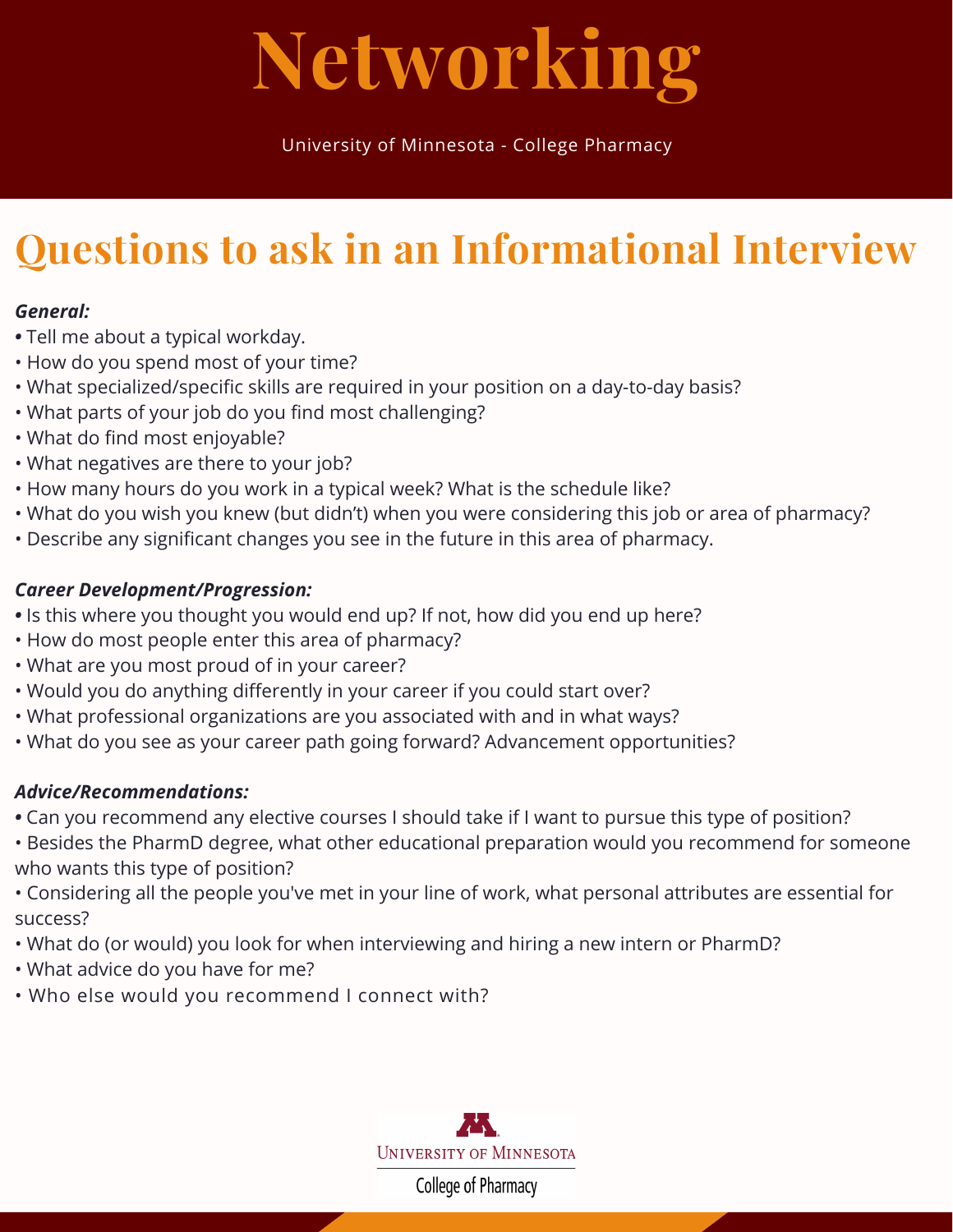# Networking

University of Minnesota - College Pharmacy

## Questions to ask in an Informational Interview

***General:***

- Tell me about a typical workday.
- How do you spend most of your time?
- What specialized/specific skills are required in your position on a day-to-day basis?
- What parts of your job do you find most challenging?
- What do find most enjoyable?
- What negatives are there to your job?
- How many hours do you work in a typical week? What is the schedule like?
- What do you wish you knew (but didn't) when you were considering this job or area of pharmacy?
- Describe any significant changes you see in the future in this area of pharmacy.

***Career Development/Progression:***

- Is this where you thought you would end up? If not, how did you end up here?
- How do most people enter this area of pharmacy?
- What are you most proud of in your career?
- Would you do anything differently in your career if you could start over?
- What professional organizations are you associated with and in what ways?
- What do you see as your career path going forward? Advancement opportunities?

***Advice/Recommendations:***

- Can you recommend any elective courses I should take if I want to pursue this type of position?
- Besides the PharmD degree, what other educational preparation would you recommend for someone who wants this type of position?
- Considering all the people you've met in your line of work, what personal attributes are essential for success?
- What do (or would) you look for when interviewing and hiring a new intern or PharmD?
- What advice do you have for me?
- Who else would you recommend I connect with?

University of Minnesota

College of Pharmacy